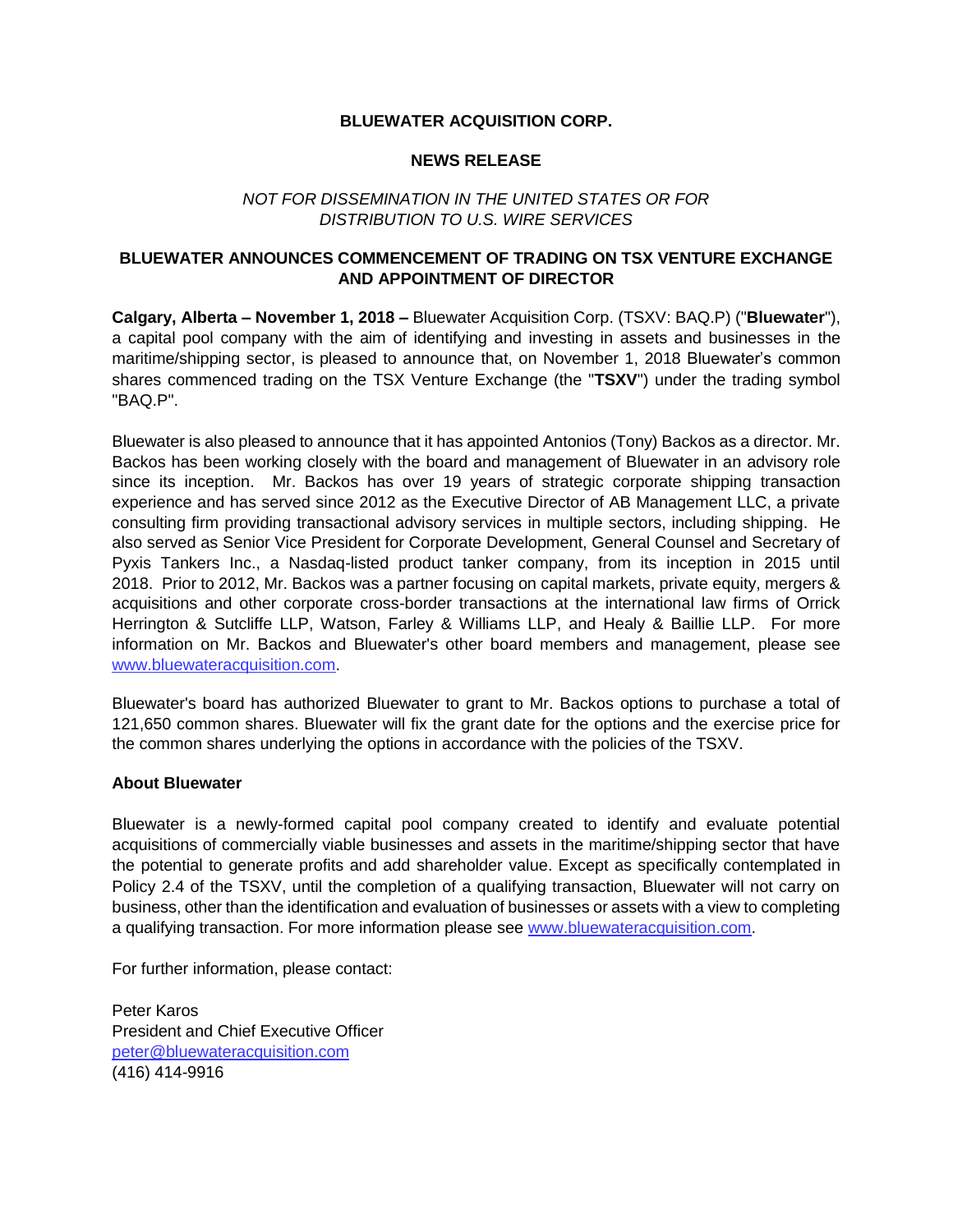# BLUEWATER ACQUISITION CORP.

## NEWS RELEASE

*NOT FOR DISSEMINATION IN THE UNITED STATES OR FOR DISTRIBUTION TO U.S. WIRE SERVICES*

## BLUEWATER ANNOUNCES COMMENCEMENT OF TRADING ON TSX VENTURE EXCHANGE AND APPOINTMENT OF DIRECTOR

**Calgary, Alberta – November 1, 2018 –** Bluewater Acquisition Corp. (TSXV: BAQ.P) ("**Bluewater**"), a capital pool company with the aim of identifying and investing in assets and businesses in the maritime/shipping sector, is pleased to announce that, on November 1, 2018 Bluewater's common shares commenced trading on the TSX Venture Exchange (the "**TSXV**") under the trading symbol "BAQ.P".

Bluewater is also pleased to announce that it has appointed Antonios (Tony) Backos as a director. Mr. Backos has been working closely with the board and management of Bluewater in an advisory role since its inception. Mr. Backos has over 19 years of strategic corporate shipping transaction experience and has served since 2012 as the Executive Director of AB Management LLC, a private consulting firm providing transactional advisory services in multiple sectors, including shipping. He also served as Senior Vice President for Corporate Development, General Counsel and Secretary of Pyxis Tankers Inc., a Nasdaq-listed product tanker company, from its inception in 2015 until 2018. Prior to 2012, Mr. Backos was a partner focusing on capital markets, private equity, mergers & acquisitions and other corporate cross-border transactions at the international law firms of Orrick Herrington & Sutcliffe LLP, Watson, Farley & Williams LLP, and Healy & Baillie LLP. For more information on Mr. Backos and Bluewater's other board members and management, please see www.bluewateracquisition.com.

Bluewater's board has authorized Bluewater to grant to Mr. Backos options to purchase a total of 121,650 common shares. Bluewater will fix the grant date for the options and the exercise price for the common shares underlying the options in accordance with the policies of the TSXV.

### About Bluewater

Bluewater is a newly-formed capital pool company created to identify and evaluate potential acquisitions of commercially viable businesses and assets in the maritime/shipping sector that have the potential to generate profits and add shareholder value. Except as specifically contemplated in Policy 2.4 of the TSXV, until the completion of a qualifying transaction, Bluewater will not carry on business, other than the identification and evaluation of businesses or assets with a view to completing a qualifying transaction. For more information please see www.bluewateracquisition.com.

For further information, please contact:

Peter Karos
President and Chief Executive Officer
peter@bluewateracquisition.com
(416) 414-9916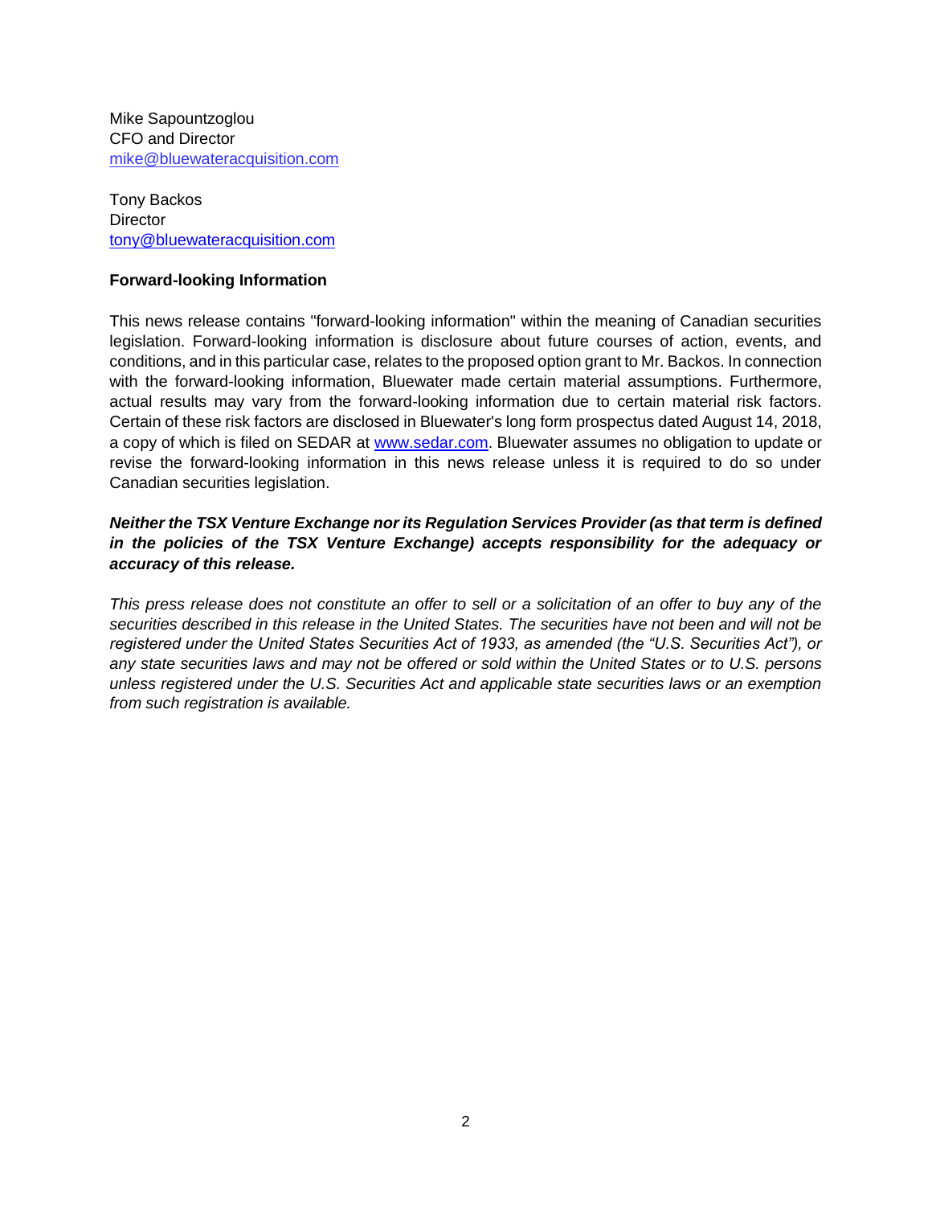Mike Sapountzoglou
CFO and Director
mike@bluewateracquisition.com

Tony Backos
Director
tony@bluewateracquisition.com

**Forward-looking Information**

This news release contains "forward-looking information" within the meaning of Canadian securities legislation. Forward-looking information is disclosure about future courses of action, events, and conditions, and in this particular case, relates to the proposed option grant to Mr. Backos. In connection with the forward-looking information, Bluewater made certain material assumptions. Furthermore, actual results may vary from the forward-looking information due to certain material risk factors. Certain of these risk factors are disclosed in Bluewater's long form prospectus dated August 14, 2018, a copy of which is filed on SEDAR at www.sedar.com. Bluewater assumes no obligation to update or revise the forward-looking information in this news release unless it is required to do so under Canadian securities legislation.

***Neither the TSX Venture Exchange nor its Regulation Services Provider (as that term is defined in the policies of the TSX Venture Exchange) accepts responsibility for the adequacy or accuracy of this release.***

*This press release does not constitute an offer to sell or a solicitation of an offer to buy any of the securities described in this release in the United States. The securities have not been and will not be registered under the United States Securities Act of 1933, as amended (the "U.S. Securities Act"), or any state securities laws and may not be offered or sold within the United States or to U.S. persons unless registered under the U.S. Securities Act and applicable state securities laws or an exemption from such registration is available.*